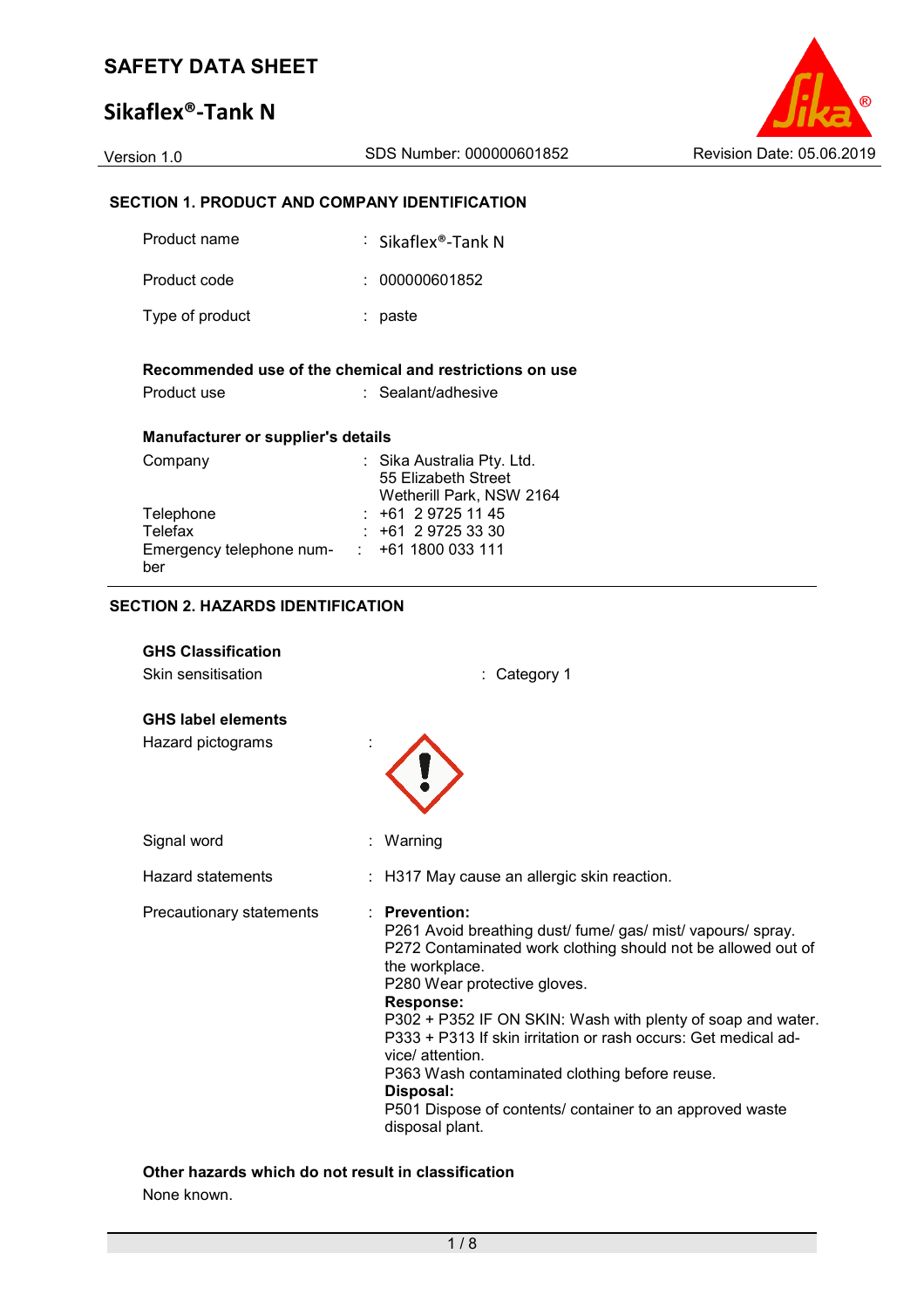# SAFETY DATA SHEET

# Sikaflex®-Tank N

Version 1.0 | SDS Number: 000000601852 | Revision Date: 05.06.2019

## SECTION 1. PRODUCT AND COMPANY IDENTIFICATION

| | |
|---|---|
| Product name | : Sikaflex®-Tank N |
| Product code | : 000000601852 |
| Type of product | : paste |

**Recommended use of the chemical and restrictions on use**

| | |
|---|---|
| Product use | : Sealant/adhesive |

**Manufacturer or supplier's details**

| | |
|---|---|
| Company | : Sika Australia Pty. Ltd.<br>55 Elizabeth Street<br>Wetherill Park, NSW 2164 |
| Telephone | : +61 2 9725 11 45 |
| Telefax | : +61 2 9725 33 30 |
| Emergency telephone number | : +61 1800 033 111 |

## SECTION 2. HAZARDS IDENTIFICATION

**GHS Classification**

| | |
|---|---|
| Skin sensitisation | : Category 1 |

**GHS label elements**

Hazard pictograms :

Signal word : Warning

Hazard statements : H317 May cause an allergic skin reaction.

Precautionary statements :

**Prevention:**
P261 Avoid breathing dust/ fume/ gas/ mist/ vapours/ spray.
P272 Contaminated work clothing should not be allowed out of the workplace.
P280 Wear protective gloves.

**Response:**
P302 + P352 IF ON SKIN: Wash with plenty of soap and water.
P333 + P313 If skin irritation or rash occurs: Get medical advice/ attention.
P363 Wash contaminated clothing before reuse.

**Disposal:**
P501 Dispose of contents/ container to an approved waste disposal plant.

**Other hazards which do not result in classification**

None known.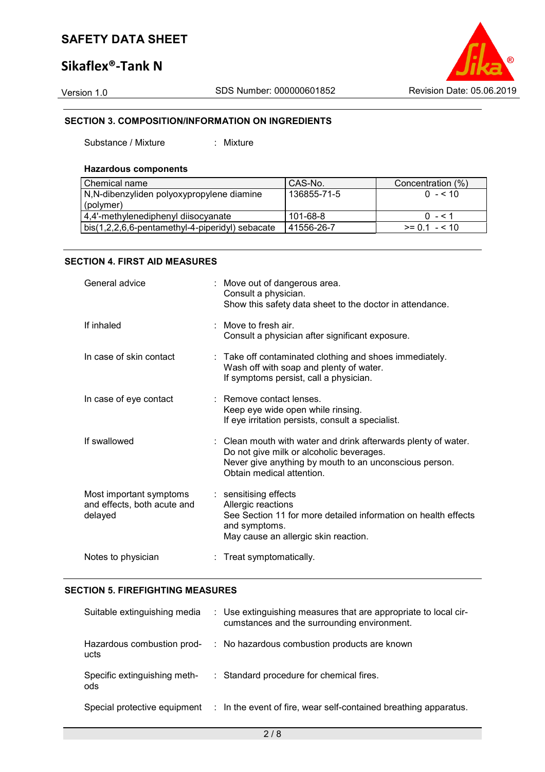## SECTION 3. COMPOSITION/INFORMATION ON INGREDIENTS

Substance / Mixture : Mixture

**Hazardous components**

| Chemical name | CAS-No. | Concentration (%) |
|---|---|---|
| N,N-dibenzyliden polyoxypropylene diamine (polymer) | 136855-71-5 | 0 - < 10 |
| 4,4'-methylenediphenyl diisocyanate | 101-68-8 | 0 - < 1 |
| bis(1,2,2,6,6-pentamethyl-4-piperidyl) sebacate | 41556-26-7 | >= 0.1 - < 10 |

## SECTION 4. FIRST AID MEASURES

General advice : Move out of dangerous area.
Consult a physician.
Show this safety data sheet to the doctor in attendance.

If inhaled : Move to fresh air.
Consult a physician after significant exposure.

In case of skin contact : Take off contaminated clothing and shoes immediately.
Wash off with soap and plenty of water.
If symptoms persist, call a physician.

In case of eye contact : Remove contact lenses.
Keep eye wide open while rinsing.
If eye irritation persists, consult a specialist.

If swallowed : Clean mouth with water and drink afterwards plenty of water.
Do not give milk or alcoholic beverages.
Never give anything by mouth to an unconscious person.
Obtain medical attention.

Most important symptoms and effects, both acute and delayed : sensitising effects
Allergic reactions
See Section 11 for more detailed information on health effects and symptoms.
May cause an allergic skin reaction.

Notes to physician : Treat symptomatically.

## SECTION 5. FIREFIGHTING MEASURES

Suitable extinguishing media : Use extinguishing measures that are appropriate to local circumstances and the surrounding environment.

Hazardous combustion products : No hazardous combustion products are known

Specific extinguishing methods : Standard procedure for chemical fires.

Special protective equipment : In the event of fire, wear self-contained breathing apparatus.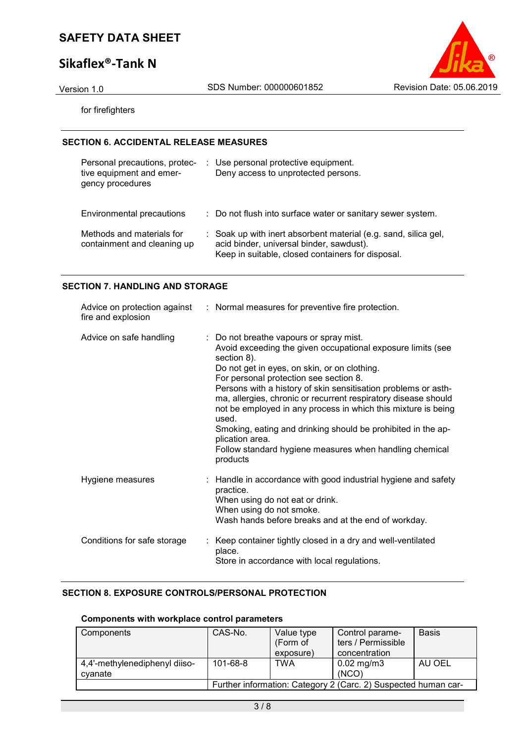for firefighters

## SECTION 6. ACCIDENTAL RELEASE MEASURES

Personal precautions, protective equipment and emergency procedures : Use personal protective equipment.
Deny access to unprotected persons.

Environmental precautions : Do not flush into surface water or sanitary sewer system.

Methods and materials for containment and cleaning up : Soak up with inert absorbent material (e.g. sand, silica gel, acid binder, universal binder, sawdust).
Keep in suitable, closed containers for disposal.

## SECTION 7. HANDLING AND STORAGE

Advice on protection against fire and explosion : Normal measures for preventive fire protection.

Advice on safe handling : Do not breathe vapours or spray mist.
Avoid exceeding the given occupational exposure limits (see section 8).
Do not get in eyes, on skin, or on clothing.
For personal protection see section 8.
Persons with a history of skin sensitisation problems or asthma, allergies, chronic or recurrent respiratory disease should not be employed in any process in which this mixture is being used.
Smoking, eating and drinking should be prohibited in the application area.
Follow standard hygiene measures when handling chemical products

Hygiene measures : Handle in accordance with good industrial hygiene and safety practice.
When using do not eat or drink.
When using do not smoke.
Wash hands before breaks and at the end of workday.

Conditions for safe storage : Keep container tightly closed in a dry and well-ventilated place.
Store in accordance with local regulations.

## SECTION 8. EXPOSURE CONTROLS/PERSONAL PROTECTION

**Components with workplace control parameters**

| Components | CAS-No. | Value type (Form of exposure) | Control parameters / Permissible concentration | Basis |
|---|---|---|---|---|
| 4,4'-methylenediphenyl diisocyanate | 101-68-8 | TWA | 0.02 mg/m3 (NCO) | AU OEL |
| | Further information: Category 2 (Carc. 2) Suspected human car- | | | |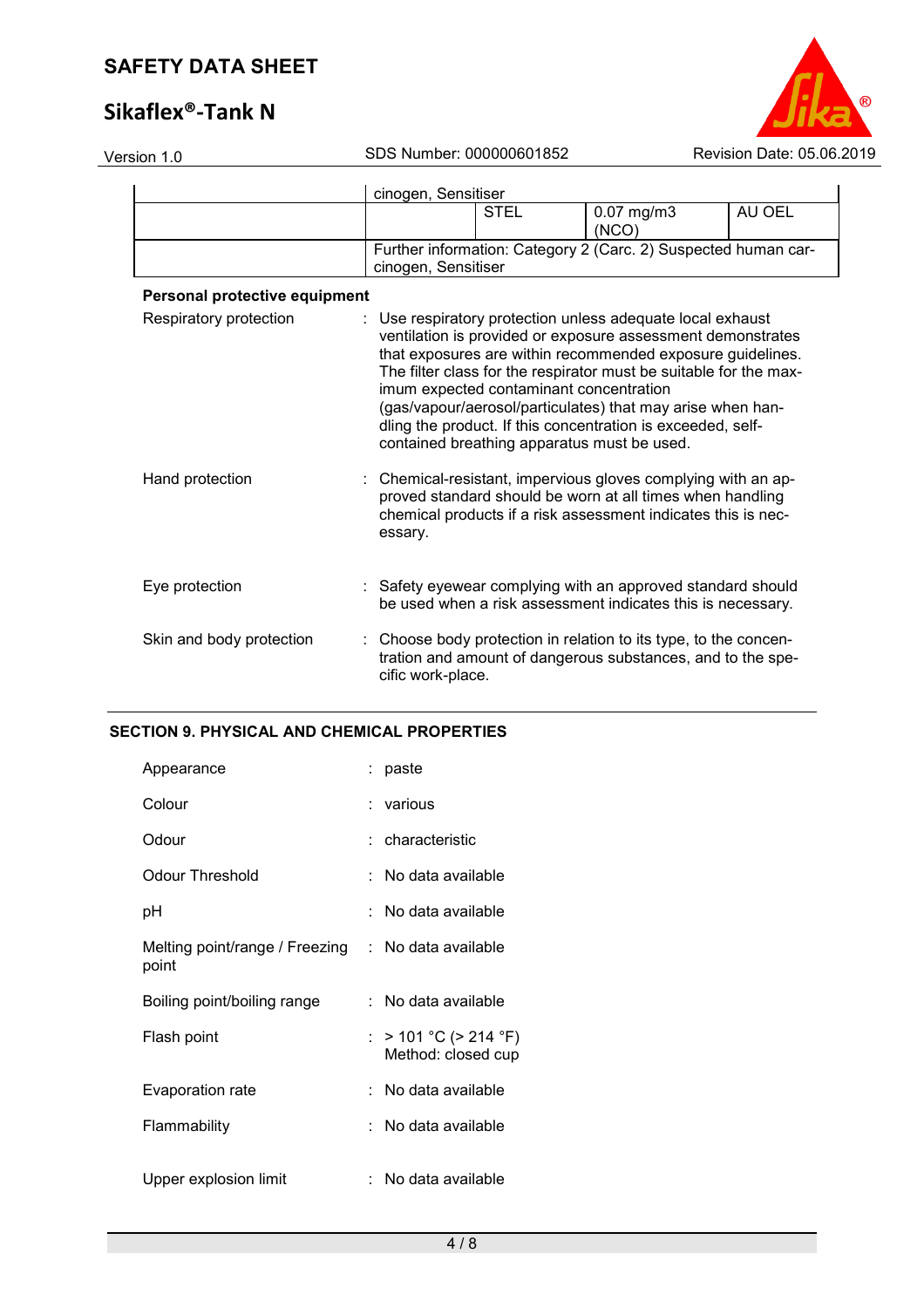| | cinogen, Sensitiser | | |
|---|---|---|---|
| | STEL | 0.07 mg/m3 (NCO) | AU OEL |
| | Further information: Category 2 (Carc. 2) Suspected human carcinogen, Sensitiser | | |

**Personal protective equipment**

Respiratory protection : Use respiratory protection unless adequate local exhaust ventilation is provided or exposure assessment demonstrates that exposures are within recommended exposure guidelines. The filter class for the respirator must be suitable for the maximum expected contaminant concentration (gas/vapour/aerosol/particulates) that may arise when handling the product. If this concentration is exceeded, self-contained breathing apparatus must be used.

Hand protection : Chemical-resistant, impervious gloves complying with an approved standard should be worn at all times when handling chemical products if a risk assessment indicates this is necessary.

Eye protection : Safety eyewear complying with an approved standard should be used when a risk assessment indicates this is necessary.

Skin and body protection : Choose body protection in relation to its type, to the concentration and amount of dangerous substances, and to the specific work-place.

## SECTION 9. PHYSICAL AND CHEMICAL PROPERTIES

Appearance : paste

Colour : various

Odour : characteristic

Odour Threshold : No data available

pH : No data available

Melting point/range / Freezing point : No data available

Boiling point/boiling range : No data available

Flash point : > 101 °C (> 214 °F)
Method: closed cup

Evaporation rate : No data available

Flammability : No data available

Upper explosion limit : No data available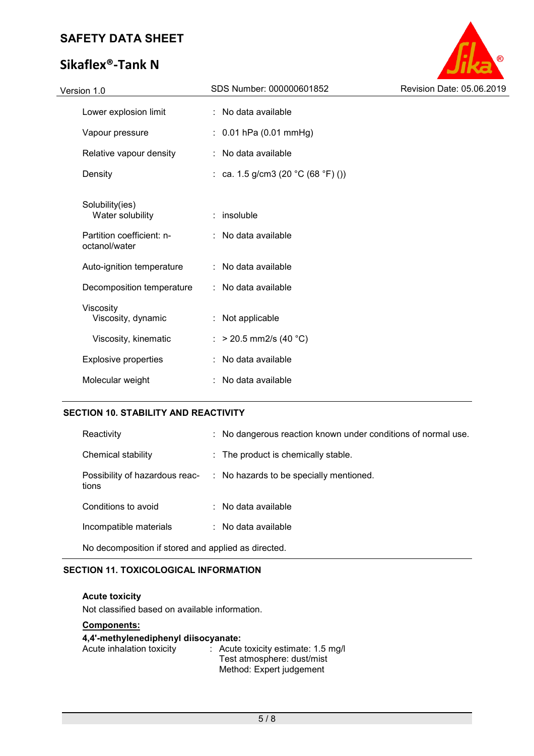| | | |
|---|---|---|
| Lower explosion limit | : | No data available |
| Vapour pressure | : | 0.01 hPa (0.01 mmHg) |
| Relative vapour density | : | No data available |
| Density | : | ca. 1.5 g/cm3 (20 °C (68 °F) ()) |
| Solubility(ies) | | |
| Water solubility | : | insoluble |
| Partition coefficient: n-octanol/water | : | No data available |
| Auto-ignition temperature | : | No data available |
| Decomposition temperature | : | No data available |
| Viscosity | | |
| Viscosity, dynamic | : | Not applicable |
| Viscosity, kinematic | : | > 20.5 mm2/s (40 °C) |
| Explosive properties | : | No data available |
| Molecular weight | : | No data available |

## SECTION 10. STABILITY AND REACTIVITY

| | | |
|---|---|---|
| Reactivity | : | No dangerous reaction known under conditions of normal use. |
| Chemical stability | : | The product is chemically stable. |
| Possibility of hazardous reactions | : | No hazards to be specially mentioned. |
| Conditions to avoid | : | No data available |
| Incompatible materials | : | No data available |

No decomposition if stored and applied as directed.

## SECTION 11. TOXICOLOGICAL INFORMATION

**Acute toxicity**

Not classified based on available information.

**Components:**

**4,4'-methylenediphenyl diisocyanate:**

Acute inhalation toxicity : Acute toxicity estimate: 1.5 mg/l
Test atmosphere: dust/mist
Method: Expert judgement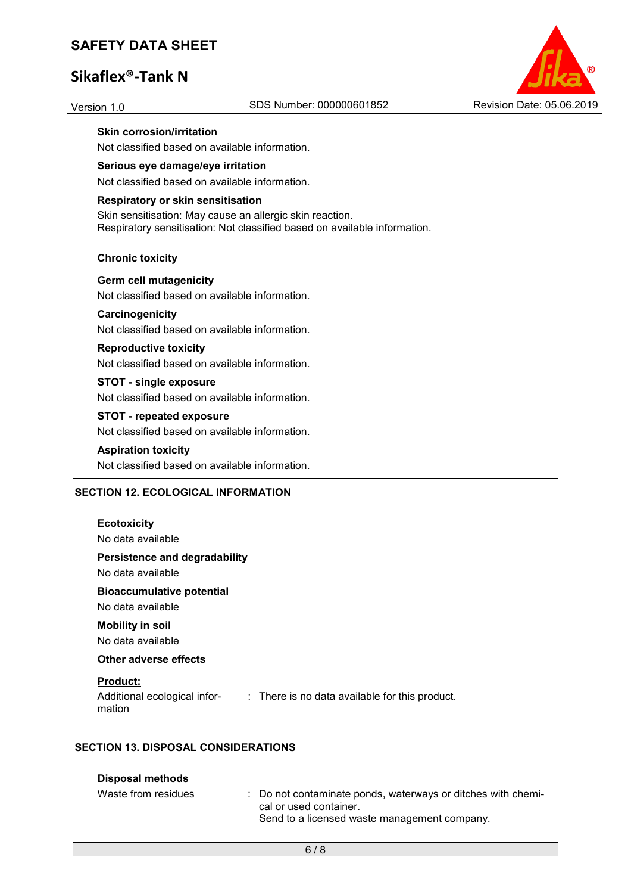**Skin corrosion/irritation**

Not classified based on available information.

**Serious eye damage/eye irritation**

Not classified based on available information.

**Respiratory or skin sensitisation**

Skin sensitisation: May cause an allergic skin reaction.
Respiratory sensitisation: Not classified based on available information.

**Chronic toxicity**

**Germ cell mutagenicity**

Not classified based on available information.

**Carcinogenicity**

Not classified based on available information.

**Reproductive toxicity**

Not classified based on available information.

**STOT - single exposure**

Not classified based on available information.

**STOT - repeated exposure**

Not classified based on available information.

**Aspiration toxicity**

Not classified based on available information.

## SECTION 12. ECOLOGICAL INFORMATION

**Ecotoxicity**

No data available

**Persistence and degradability**

No data available

**Bioaccumulative potential**

No data available

**Mobility in soil**

No data available

**Other adverse effects**

**Product:**

Additional ecological information : There is no data available for this product.

## SECTION 13. DISPOSAL CONSIDERATIONS

**Disposal methods**

Waste from residues : Do not contaminate ponds, waterways or ditches with chemical or used container.
Send to a licensed waste management company.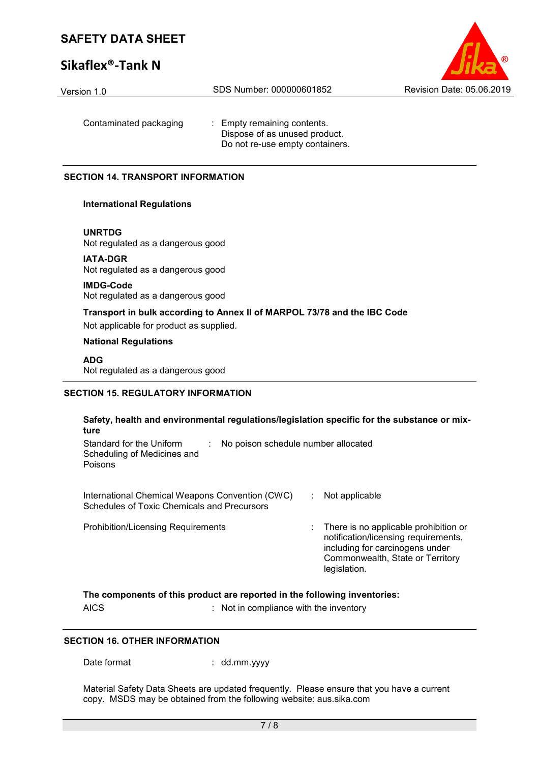| | |
|---|---|
| Contaminated packaging | : Empty remaining contents.<br>Dispose of as unused product.<br>Do not re-use empty containers. |

## SECTION 14. TRANSPORT INFORMATION

**International Regulations**

**UNRTDG**
Not regulated as a dangerous good

**IATA-DGR**
Not regulated as a dangerous good

**IMDG-Code**
Not regulated as a dangerous good

**Transport in bulk according to Annex II of MARPOL 73/78 and the IBC Code**
Not applicable for product as supplied.

**National Regulations**

**ADG**
Not regulated as a dangerous good

## SECTION 15. REGULATORY INFORMATION

**Safety, health and environmental regulations/legislation specific for the substance or mixture**

| | |
|---|---|
| Standard for the Uniform Scheduling of Medicines and Poisons | : No poison schedule number allocated |
| International Chemical Weapons Convention (CWC) Schedules of Toxic Chemicals and Precursors | : Not applicable |
| Prohibition/Licensing Requirements | : There is no applicable prohibition or notification/licensing requirements, including for carcinogens under Commonwealth, State or Territory legislation. |

**The components of this product are reported in the following inventories:**

| | |
|---|---|
| AICS | : Not in compliance with the inventory |

## SECTION 16. OTHER INFORMATION

| | |
|---|---|
| Date format | : dd.mm.yyyy |

Material Safety Data Sheets are updated frequently. Please ensure that you have a current copy. MSDS may be obtained from the following website: aus.sika.com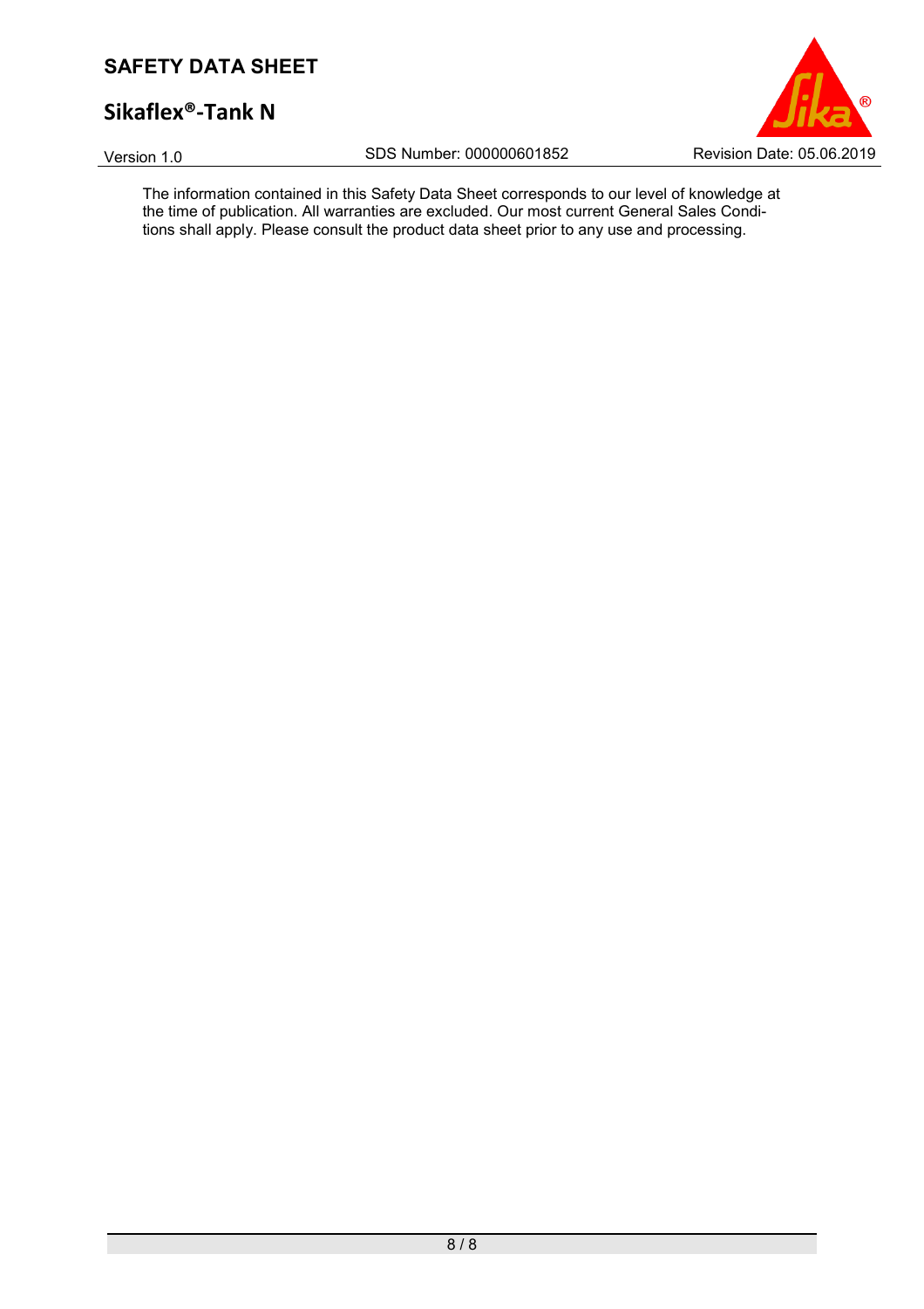The information contained in this Safety Data Sheet corresponds to our level of knowledge at the time of publication. All warranties are excluded. Our most current General Sales Conditions shall apply. Please consult the product data sheet prior to any use and processing.